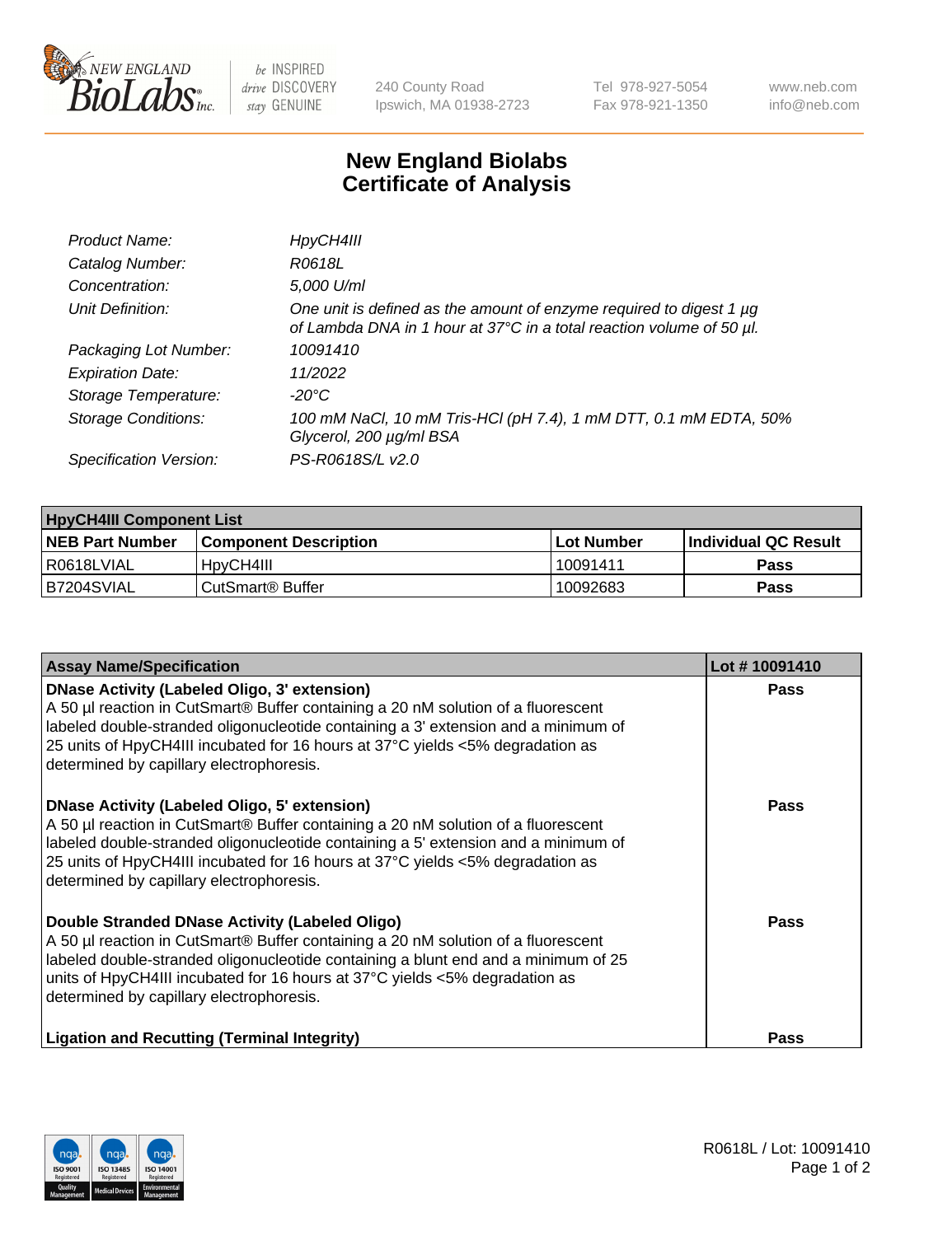# New England Biolabs Certificate of Analysis

| | |
|---|---|
| *Product Name:* | *HpyCH4III* |
| *Catalog Number:* | *R0618L* |
| *Concentration:* | *5,000 U/ml* |
| *Unit Definition:* | *One unit is defined as the amount of enzyme required to digest 1 µg of Lambda DNA in 1 hour at 37°C in a total reaction volume of 50 µl.* |
| *Packaging Lot Number:* | *10091410* |
| *Expiration Date:* | *11/2022* |
| *Storage Temperature:* | *-20°C* |
| *Storage Conditions:* | *100 mM NaCl, 10 mM Tris-HCl (pH 7.4), 1 mM DTT, 0.1 mM EDTA, 50% Glycerol, 200 µg/ml BSA* |
| *Specification Version:* | *PS-R0618S/L v2.0* |

| **HpyCH4III Component List** | | | |
|---|---|---|---|
| **NEB Part Number** | **Component Description** | **Lot Number** | **Individual QC Result** |
| R0618LVIAL | HpyCH4III | 10091411 | **Pass** |
| B7204SVIAL | CutSmart® Buffer | 10092683 | **Pass** |

| **Assay Name/Specification** | **Lot # 10091410** |
|---|---|
| **DNase Activity (Labeled Oligo, 3' extension)** A 50 µl reaction in CutSmart® Buffer containing a 20 nM solution of a fluorescent labeled double-stranded oligonucleotide containing a 3' extension and a minimum of 25 units of HpyCH4III incubated for 16 hours at 37°C yields <5% degradation as determined by capillary electrophoresis. | **Pass** |
| **DNase Activity (Labeled Oligo, 5' extension)** A 50 µl reaction in CutSmart® Buffer containing a 20 nM solution of a fluorescent labeled double-stranded oligonucleotide containing a 5' extension and a minimum of 25 units of HpyCH4III incubated for 16 hours at 37°C yields <5% degradation as determined by capillary electrophoresis. | **Pass** |
| **Double Stranded DNase Activity (Labeled Oligo)** A 50 µl reaction in CutSmart® Buffer containing a 20 nM solution of a fluorescent labeled double-stranded oligonucleotide containing a blunt end and a minimum of 25 units of HpyCH4III incubated for 16 hours at 37°C yields <5% degradation as determined by capillary electrophoresis. | **Pass** |
| **Ligation and Recutting (Terminal Integrity)** | **Pass** |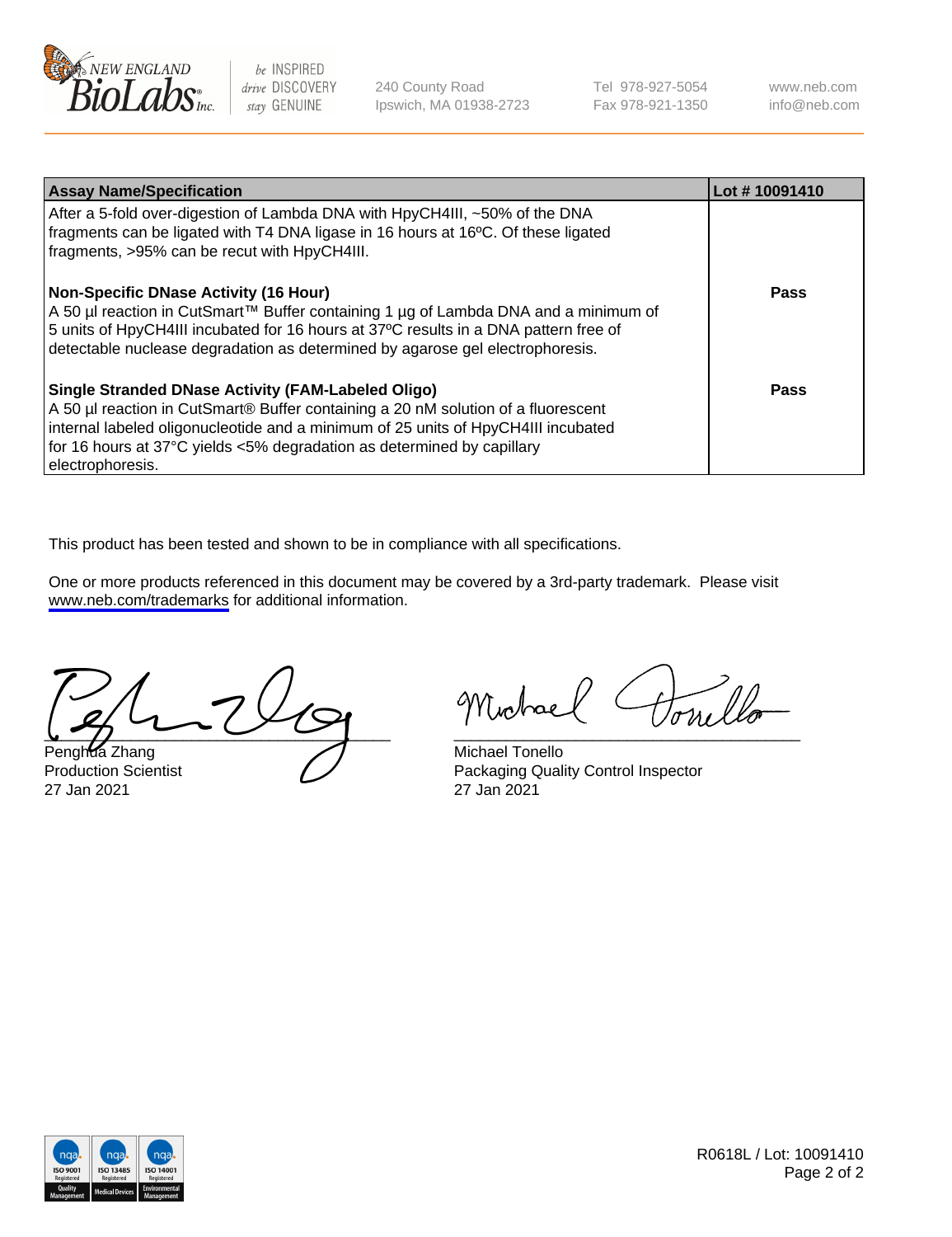| Assay Name/Specification | Lot # 10091410 |
|---|---|
| After a 5-fold over-digestion of Lambda DNA with HpyCH4III, ~50% of the DNA fragments can be ligated with T4 DNA ligase in 16 hours at 16ºC. Of these ligated fragments, >95% can be recut with HpyCH4III. | |
| **Non-Specific DNase Activity (16 Hour)**<br>A 50 µl reaction in CutSmart™ Buffer containing 1 µg of Lambda DNA and a minimum of 5 units of HpyCH4III incubated for 16 hours at 37ºC results in a DNA pattern free of detectable nuclease degradation as determined by agarose gel electrophoresis. | **Pass** |
| **Single Stranded DNase Activity (FAM-Labeled Oligo)**<br>A 50 µl reaction in CutSmart® Buffer containing a 20 nM solution of a fluorescent internal labeled oligonucleotide and a minimum of 25 units of HpyCH4III incubated for 16 hours at 37°C yields <5% degradation as determined by capillary electrophoresis. | **Pass** |

This product has been tested and shown to be in compliance with all specifications.

One or more products referenced in this document may be covered by a 3rd-party trademark. Please visit www.neb.com/trademarks for additional information.

Penghua Zhang
Production Scientist
27 Jan 2021

Michael Tonello
Packaging Quality Control Inspector
27 Jan 2021

R0618L / Lot: 10091410